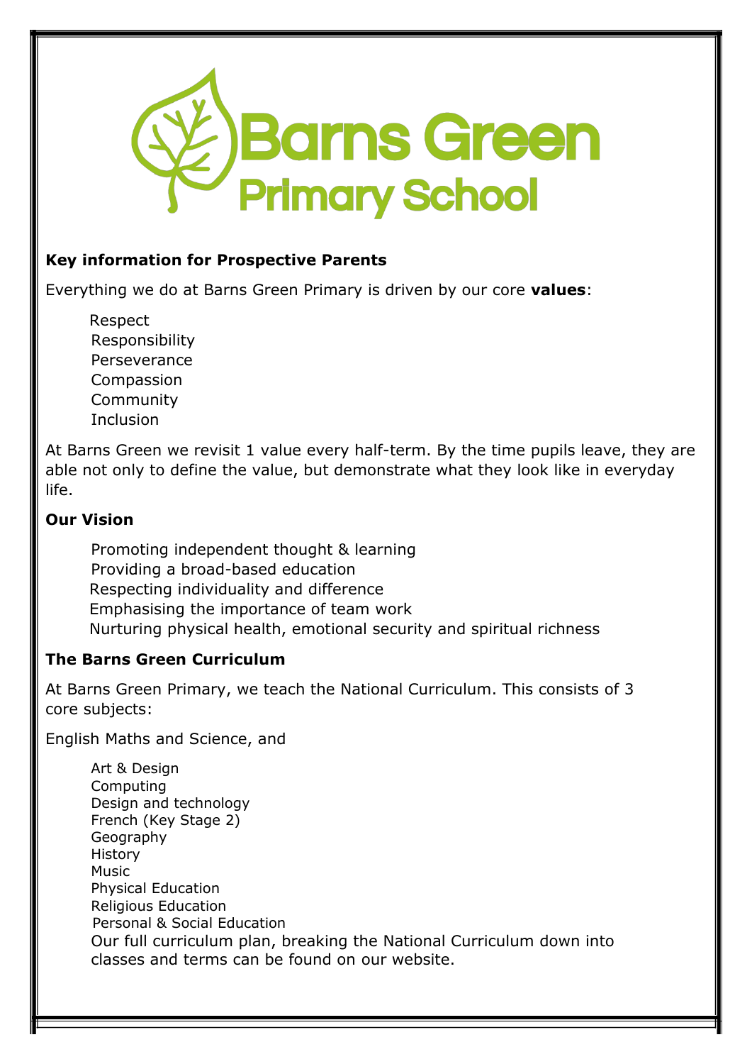# Barns Green Primary School

**Key information for Prospective Parents**

Everything we do at Barns Green Primary is driven by our core **values**:

- Respect
- Responsibility
- Perseverance
- Compassion
- Community
- Inclusion

At Barns Green we revisit 1 value every half-term. By the time pupils leave, they are able not only to define the value, but demonstrate what they look like in everyday life.

**Our Vision**

- Promoting independent thought & learning
- Providing a broad-based education
- Respecting individuality and difference
- Emphasising the importance of team work
- Nurturing physical health, emotional security and spiritual richness

**The Barns Green Curriculum**

At Barns Green Primary, we teach the National Curriculum. This consists of 3 core subjects:

English Maths and Science, and

- Art & Design
- Computing
- Design and technology
- French (Key Stage 2)
- Geography
- History
- Music
- Physical Education
- Religious Education
- Personal & Social Education

Our full curriculum plan, breaking the National Curriculum down into classes and terms can be found on our website.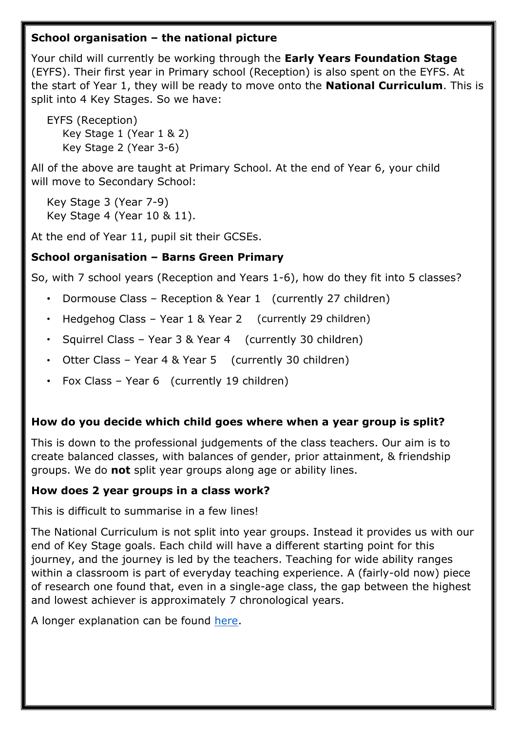**School organisation – the national picture**

Your child will currently be working through the **Early Years Foundation Stage** (EYFS). Their first year in Primary school (Reception) is also spent on the EYFS. At the start of Year 1, they will be ready to move onto the **National Curriculum**. This is split into 4 Key Stages. So we have:

EYFS (Reception)
Key Stage 1 (Year 1 & 2)
Key Stage 2 (Year 3-6)

All of the above are taught at Primary School. At the end of Year 6, your child will move to Secondary School:

Key Stage 3 (Year 7-9)
Key Stage 4 (Year 10 & 11).

At the end of Year 11, pupil sit their GCSEs.

**School organisation – Barns Green Primary**

So, with 7 school years (Reception and Years 1-6), how do they fit into 5 classes?

- Dormouse Class – Reception & Year 1 (currently 27 children)
- Hedgehog Class – Year 1 & Year 2 (currently 29 children)
- Squirrel Class – Year 3 & Year 4 (currently 30 children)
- Otter Class – Year 4 & Year 5 (currently 30 children)
- Fox Class – Year 6 (currently 19 children)

**How do you decide which child goes where when a year group is split?**

This is down to the professional judgements of the class teachers. Our aim is to create balanced classes, with balances of gender, prior attainment, & friendship groups. We do **not** split year groups along age or ability lines.

**How does 2 year groups in a class work?**

This is difficult to summarise in a few lines!

The National Curriculum is not split into year groups. Instead it provides us with our end of Key Stage goals. Each child will have a different starting point for this journey, and the journey is led by the teachers. Teaching for wide ability ranges within a classroom is part of everyday teaching experience. A (fairly-old now) piece of research one found that, even in a single-age class, the gap between the highest and lowest achiever is approximately 7 chronological years.

A longer explanation can be found here.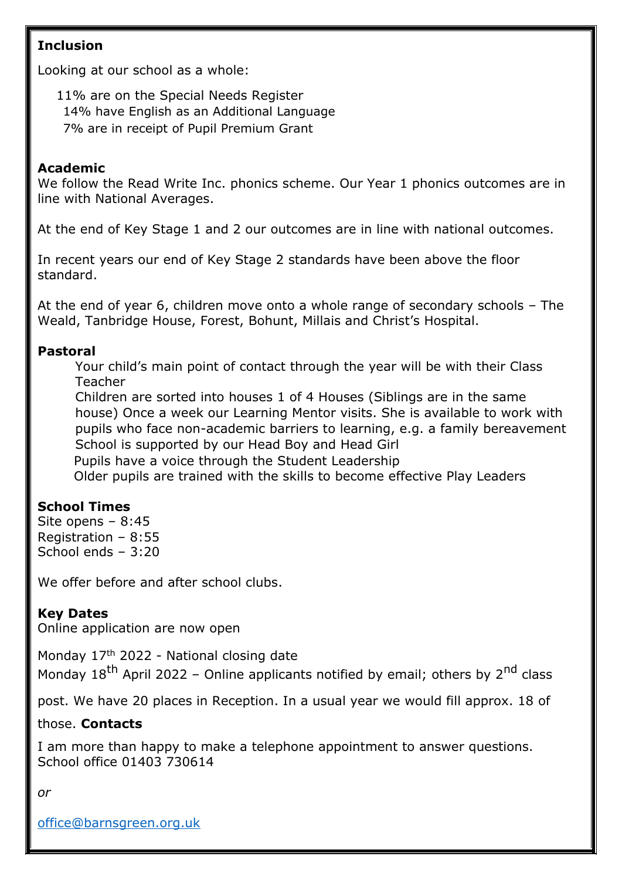**Inclusion**

Looking at our school as a whole:

11% are on the Special Needs Register
14% have English as an Additional Language
7% are in receipt of Pupil Premium Grant

**Academic**

We follow the Read Write Inc. phonics scheme. Our Year 1 phonics outcomes are in line with National Averages.

At the end of Key Stage 1 and 2 our outcomes are in line with national outcomes.

In recent years our end of Key Stage 2 standards have been above the floor standard.

At the end of year 6, children move onto a whole range of secondary schools – The Weald, Tanbridge House, Forest, Bohunt, Millais and Christ's Hospital.

**Pastoral**

Your child's main point of contact through the year will be with their Class Teacher
Children are sorted into houses 1 of 4 Houses (Siblings are in the same house) Once a week our Learning Mentor visits. She is available to work with pupils who face non-academic barriers to learning, e.g. a family bereavement
School is supported by our Head Boy and Head Girl
Pupils have a voice through the Student Leadership
Older pupils are trained with the skills to become effective Play Leaders

**School Times**

Site opens – 8:45
Registration – 8:55
School ends – 3:20

We offer before and after school clubs.

**Key Dates**

Online application are now open

Monday 17th 2022 - National closing date
Monday 18th April 2022 – Online applicants notified by email; others by 2nd class post. We have 20 places in Reception. In a usual year we would fill approx. 18 of those.

**Contacts**

I am more than happy to make a telephone appointment to answer questions.
School office 01403 730614

*or*

office@barnsgreen.org.uk